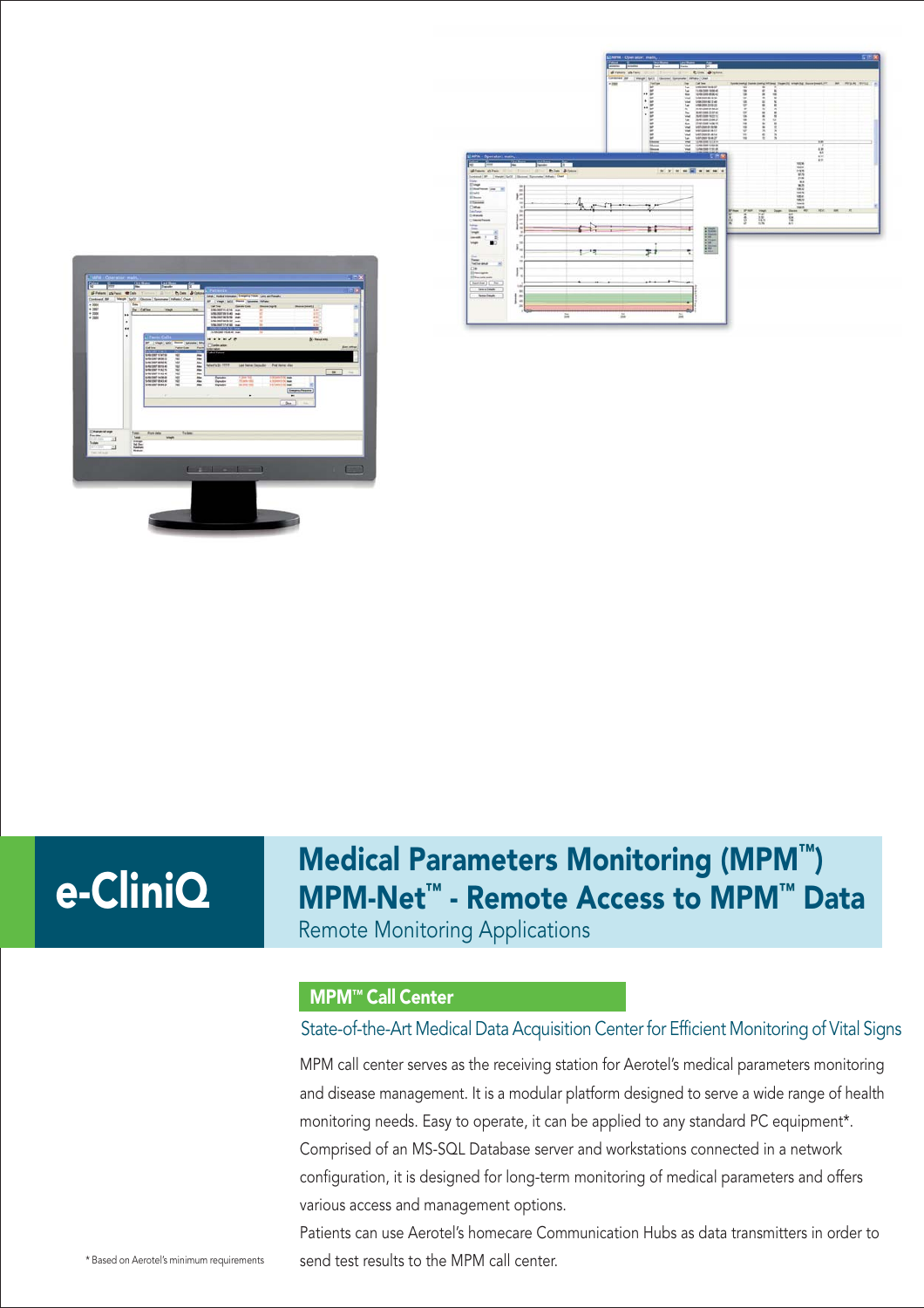e-CliniQ

# Medical Parameters Monitoring (MPM™)
# MPM-Net™ - Remote Access to MPM™ Data

Remote Monitoring Applications

## MPM™ Call Center

### State-of-the-Art Medical Data Acquisition Center for Efficient Monitoring of Vital Signs

MPM call center serves as the receiving station for Aerotel's medical parameters monitoring and disease management. It is a modular platform designed to serve a wide range of health monitoring needs. Easy to operate, it can be applied to any standard PC equipment*. Comprised of an MS-SQL Database server and workstations connected in a network configuration, it is designed for long-term monitoring of medical parameters and offers various access and management options.

Patients can use Aerotel's homecare Communication Hubs as data transmitters in order to send test results to the MPM call center.

* Based on Aerotel's minimum requirements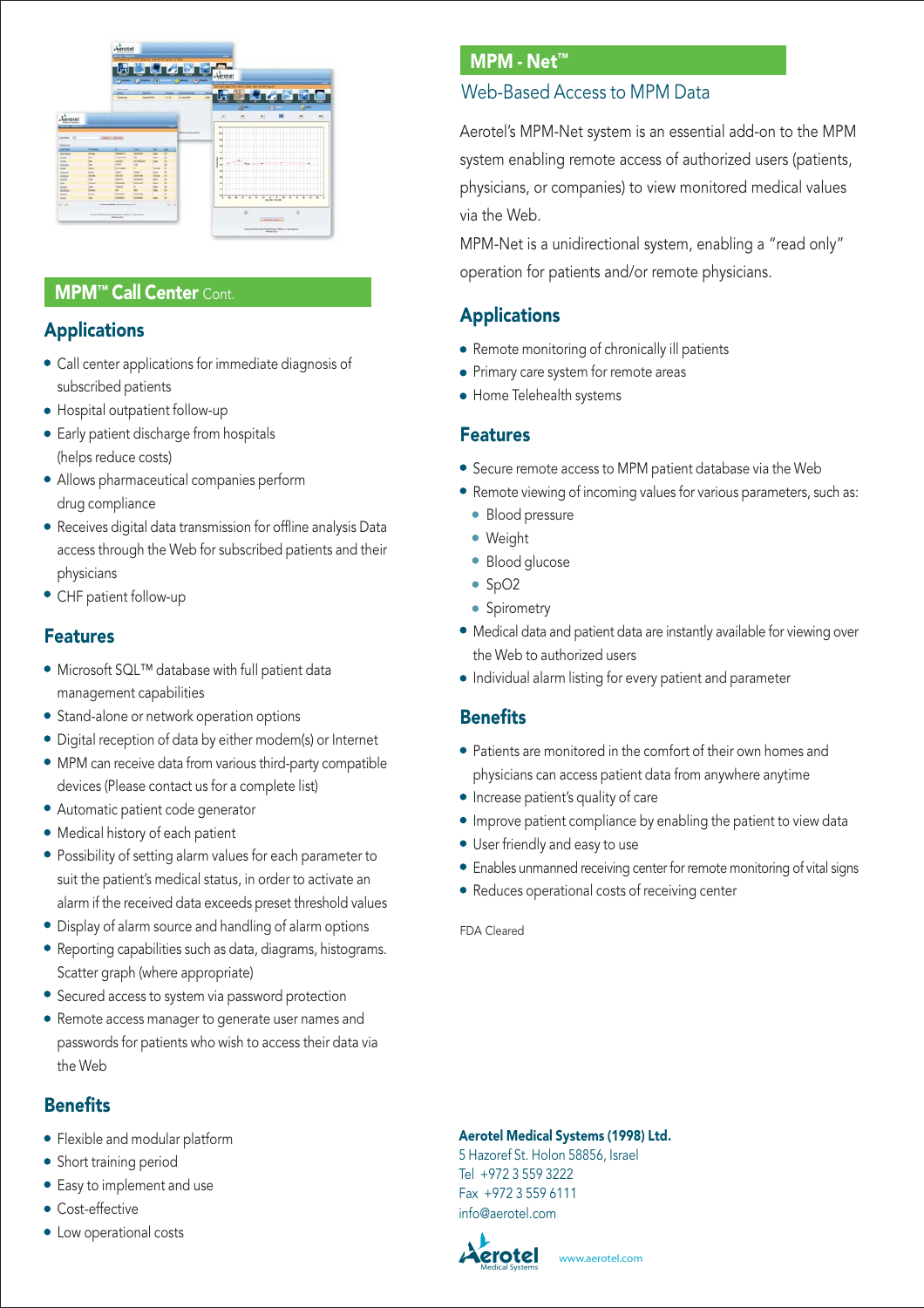## MPM™ Call Center Cont.

### Applications

- Call center applications for immediate diagnosis of subscribed patients
- Hospital outpatient follow-up
- Early patient discharge from hospitals (helps reduce costs)
- Allows pharmaceutical companies perform drug compliance
- Receives digital data transmission for offline analysis Data access through the Web for subscribed patients and their physicians
- CHF patient follow-up

### Features

- Microsoft SQL™ database with full patient data management capabilities
- Stand-alone or network operation options
- Digital reception of data by either modem(s) or Internet
- MPM can receive data from various third-party compatible devices (Please contact us for a complete list)
- Automatic patient code generator
- Medical history of each patient
- Possibility of setting alarm values for each parameter to suit the patient's medical status, in order to activate an alarm if the received data exceeds preset threshold values
- Display of alarm source and handling of alarm options
- Reporting capabilities such as data, diagrams, histograms. Scatter graph (where appropriate)
- Secured access to system via password protection
- Remote access manager to generate user names and passwords for patients who wish to access their data via the Web

### Benefits

- Flexible and modular platform
- Short training period
- Easy to implement and use
- Cost-effective
- Low operational costs

## MPM - Net™

### Web-Based Access to MPM Data

Aerotel's MPM-Net system is an essential add-on to the MPM system enabling remote access of authorized users (patients, physicians, or companies) to view monitored medical values via the Web.

MPM-Net is a unidirectional system, enabling a "read only" operation for patients and/or remote physicians.

### Applications

- Remote monitoring of chronically ill patients
- Primary care system for remote areas
- Home Telehealth systems

### Features

- Secure remote access to MPM patient database via the Web
- Remote viewing of incoming values for various parameters, such as:
  - Blood pressure
  - Weight
  - Blood glucose
  - SpO2
  - Spirometry
- Medical data and patient data are instantly available for viewing over the Web to authorized users
- Individual alarm listing for every patient and parameter

### Benefits

- Patients are monitored in the comfort of their own homes and physicians can access patient data from anywhere anytime
- Increase patient's quality of care
- Improve patient compliance by enabling the patient to view data
- User friendly and easy to use
- Enables unmanned receiving center for remote monitoring of vital signs
- Reduces operational costs of receiving center

FDA Cleared

**Aerotel Medical Systems (1998) Ltd.**
5 Hazoref St. Holon 58856, Israel
Tel +972 3 559 3222
Fax +972 3 559 6111
info@aerotel.com

Aerotel Medical Systems

www.aerotel.com